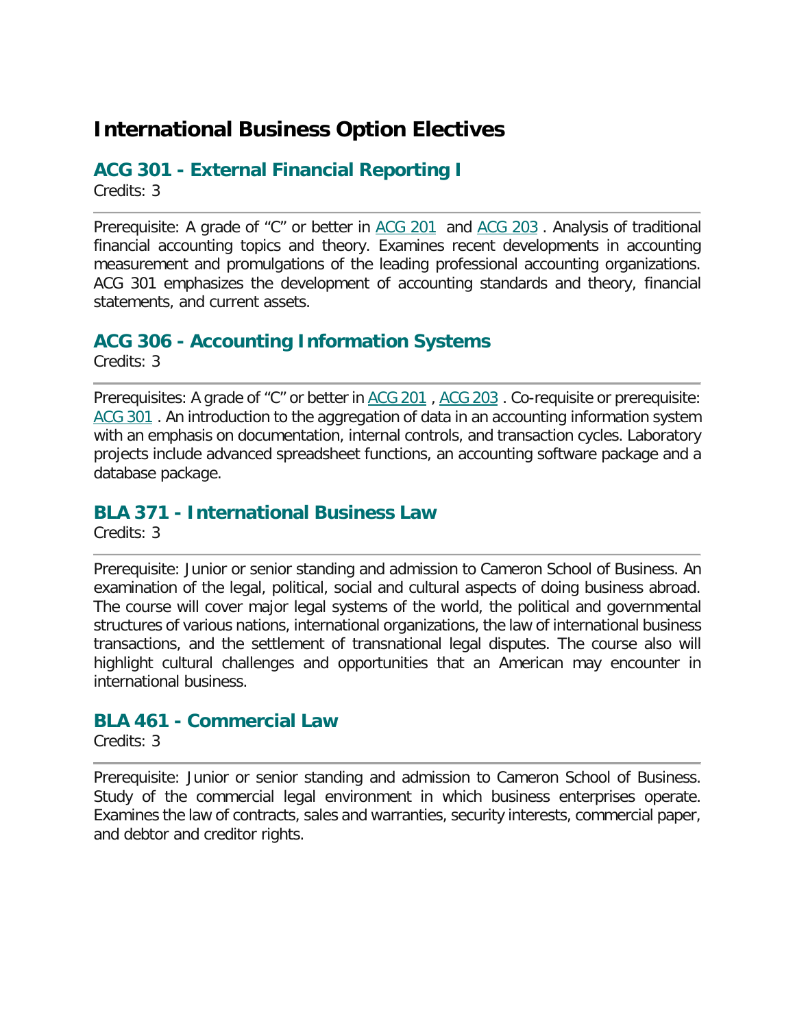# International Business Option Electives

## ACG 301 - External Financial Reporting I

Credits: 3

Prerequisite: A grade of "C" or better in ACG 201 and ACG 203 . Analysis of traditional financial accounting topics and theory. Examines recent developments in accounting measurement and promulgations of the leading professional accounting organizations. ACG 301 emphasizes the development of accounting standards and theory, financial statements, and current assets.

## ACG 306 - Accounting Information Systems

Credits: 3

Prerequisites: A grade of "C" or better in ACG 201 , ACG 203 . Co-requisite or prerequisite: ACG 301 . An introduction to the aggregation of data in an accounting information system with an emphasis on documentation, internal controls, and transaction cycles. Laboratory projects include advanced spreadsheet functions, an accounting software package and a database package.

## BLA 371 - International Business Law

Credits: 3

Prerequisite: Junior or senior standing and admission to Cameron School of Business. An examination of the legal, political, social and cultural aspects of doing business abroad. The course will cover major legal systems of the world, the political and governmental structures of various nations, international organizations, the law of international business transactions, and the settlement of transnational legal disputes. The course also will highlight cultural challenges and opportunities that an American may encounter in international business.

## BLA 461 - Commercial Law

Credits: 3

Prerequisite: Junior or senior standing and admission to Cameron School of Business. Study of the commercial legal environment in which business enterprises operate. Examines the law of contracts, sales and warranties, security interests, commercial paper, and debtor and creditor rights.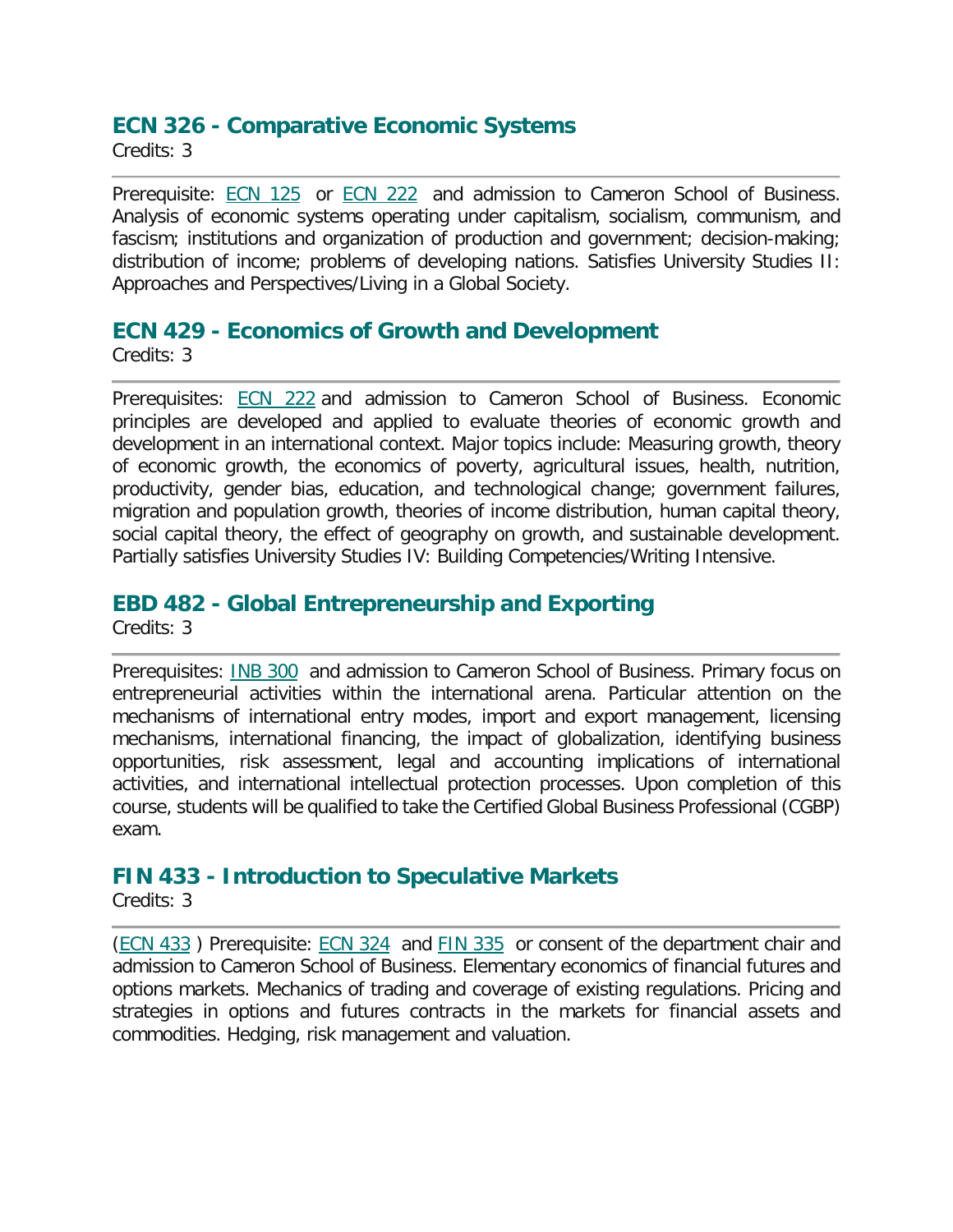## ECN 326 - Comparative Economic Systems

Credits: 3

---

Prerequisite: ECN 125 or ECN 222 and admission to Cameron School of Business. Analysis of economic systems operating under capitalism, socialism, communism, and fascism; institutions and organization of production and government; decision-making; distribution of income; problems of developing nations. Satisfies University Studies II: Approaches and Perspectives/Living in a Global Society.

## ECN 429 - Economics of Growth and Development

Credits: 3

---

Prerequisites: ECN 222 and admission to Cameron School of Business. Economic principles are developed and applied to evaluate theories of economic growth and development in an international context. Major topics include: Measuring growth, theory of economic growth, the economics of poverty, agricultural issues, health, nutrition, productivity, gender bias, education, and technological change; government failures, migration and population growth, theories of income distribution, human capital theory, social capital theory, the effect of geography on growth, and sustainable development. Partially satisfies University Studies IV: Building Competencies/Writing Intensive.

## EBD 482 - Global Entrepreneurship and Exporting

Credits: 3

---

Prerequisites: INB 300 and admission to Cameron School of Business. Primary focus on entrepreneurial activities within the international arena. Particular attention on the mechanisms of international entry modes, import and export management, licensing mechanisms, international financing, the impact of globalization, identifying business opportunities, risk assessment, legal and accounting implications of international activities, and international intellectual protection processes. Upon completion of this course, students will be qualified to take the Certified Global Business Professional (CGBP) exam.

## FIN 433 - Introduction to Speculative Markets

Credits: 3

---

(ECN 433 ) Prerequisite: ECN 324 and FIN 335 or consent of the department chair and admission to Cameron School of Business. Elementary economics of financial futures and options markets. Mechanics of trading and coverage of existing regulations. Pricing and strategies in options and futures contracts in the markets for financial assets and commodities. Hedging, risk management and valuation.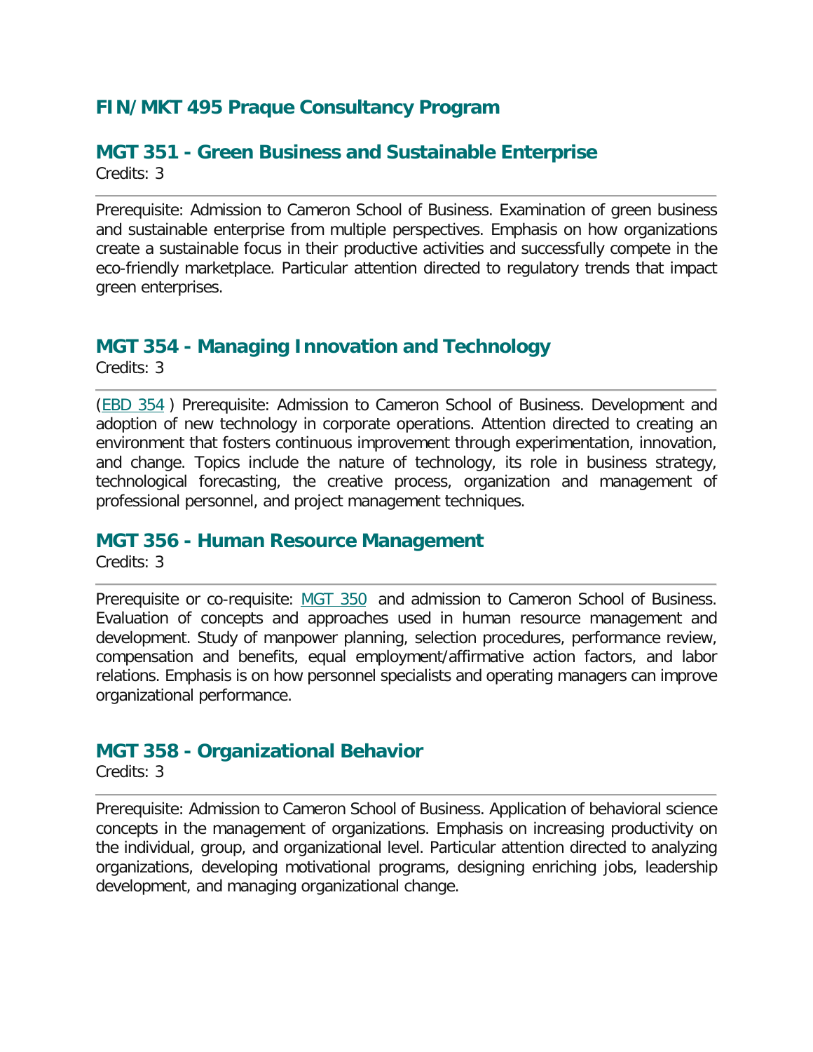## FIN/MKT 495 Praque Consultancy Program

## MGT 351 - Green Business and Sustainable Enterprise

Credits: 3

Prerequisite: Admission to Cameron School of Business. Examination of green business and sustainable enterprise from multiple perspectives. Emphasis on how organizations create a sustainable focus in their productive activities and successfully compete in the eco-friendly marketplace. Particular attention directed to regulatory trends that impact green enterprises.

## MGT 354 - Managing Innovation and Technology

Credits: 3

(EBD 354 ) Prerequisite: Admission to Cameron School of Business. Development and adoption of new technology in corporate operations. Attention directed to creating an environment that fosters continuous improvement through experimentation, innovation, and change. Topics include the nature of technology, its role in business strategy, technological forecasting, the creative process, organization and management of professional personnel, and project management techniques.

## MGT 356 - Human Resource Management

Credits: 3

Prerequisite or co-requisite: MGT 350 and admission to Cameron School of Business. Evaluation of concepts and approaches used in human resource management and development. Study of manpower planning, selection procedures, performance review, compensation and benefits, equal employment/affirmative action factors, and labor relations. Emphasis is on how personnel specialists and operating managers can improve organizational performance.

## MGT 358 - Organizational Behavior

Credits: 3

Prerequisite: Admission to Cameron School of Business. Application of behavioral science concepts in the management of organizations. Emphasis on increasing productivity on the individual, group, and organizational level. Particular attention directed to analyzing organizations, developing motivational programs, designing enriching jobs, leadership development, and managing organizational change.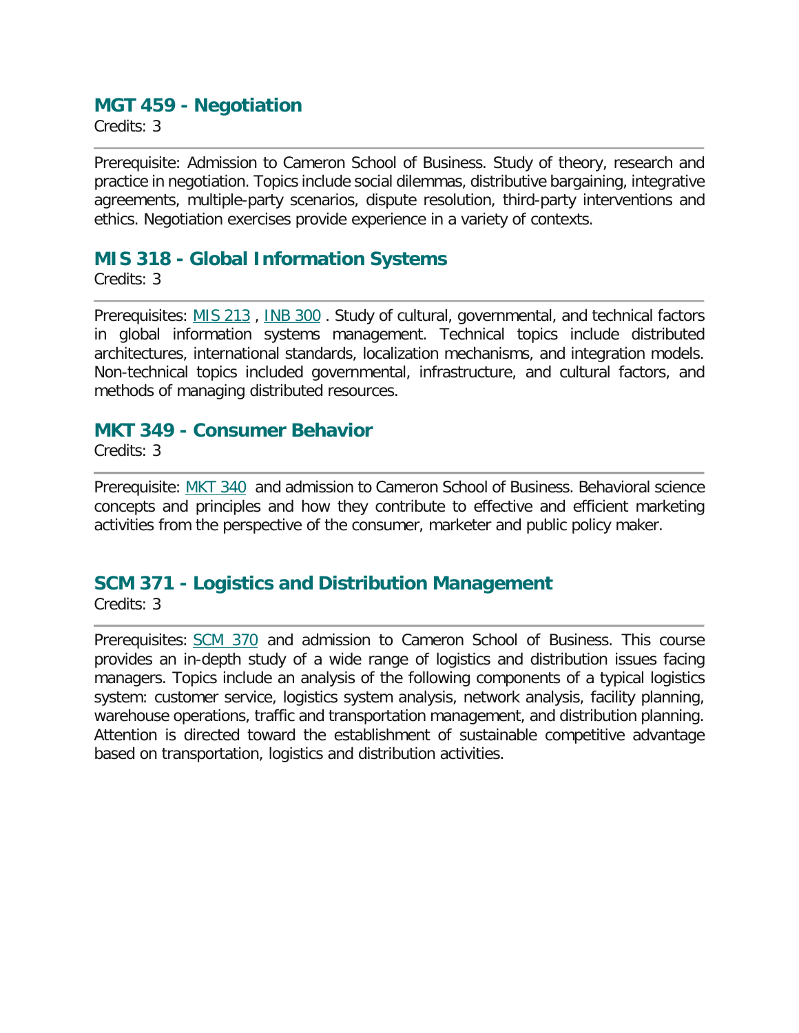## MGT 459 - Negotiation

Credits: 3

---

Prerequisite: Admission to Cameron School of Business. Study of theory, research and practice in negotiation. Topics include social dilemmas, distributive bargaining, integrative agreements, multiple-party scenarios, dispute resolution, third-party interventions and ethics. Negotiation exercises provide experience in a variety of contexts.

## MIS 318 - Global Information Systems

Credits: 3

---

Prerequisites: MIS 213 , INB 300 . Study of cultural, governmental, and technical factors in global information systems management. Technical topics include distributed architectures, international standards, localization mechanisms, and integration models. Non-technical topics included governmental, infrastructure, and cultural factors, and methods of managing distributed resources.

## MKT 349 - Consumer Behavior

Credits: 3

---

Prerequisite: MKT 340 and admission to Cameron School of Business. Behavioral science concepts and principles and how they contribute to effective and efficient marketing activities from the perspective of the consumer, marketer and public policy maker.

## SCM 371 - Logistics and Distribution Management

Credits: 3

---

Prerequisites: SCM 370 and admission to Cameron School of Business. This course provides an in-depth study of a wide range of logistics and distribution issues facing managers. Topics include an analysis of the following components of a typical logistics system: customer service, logistics system analysis, network analysis, facility planning, warehouse operations, traffic and transportation management, and distribution planning. Attention is directed toward the establishment of sustainable competitive advantage based on transportation, logistics and distribution activities.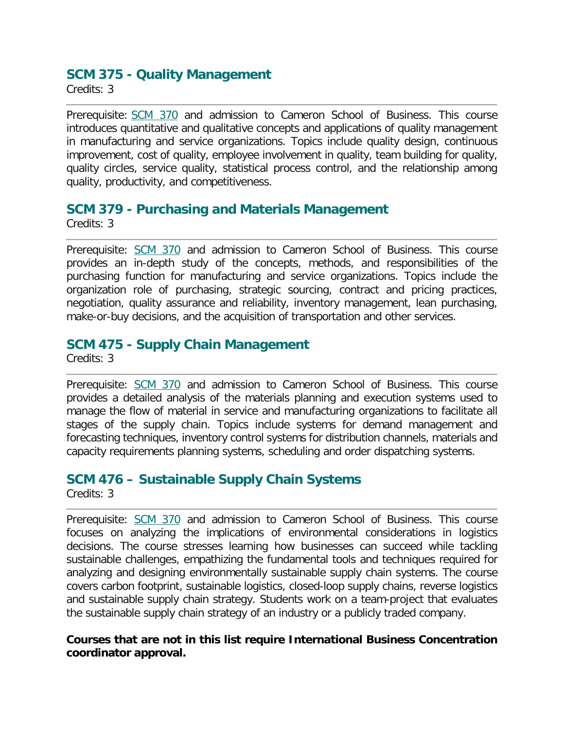## SCM 375 - Quality Management

Credits: 3

---

Prerequisite: SCM 370 and admission to Cameron School of Business. This course introduces quantitative and qualitative concepts and applications of quality management in manufacturing and service organizations. Topics include quality design, continuous improvement, cost of quality, employee involvement in quality, team building for quality, quality circles, service quality, statistical process control, and the relationship among quality, productivity, and competitiveness.

## SCM 379 - Purchasing and Materials Management

Credits: 3

---

Prerequisite: SCM 370 and admission to Cameron School of Business. This course provides an in-depth study of the concepts, methods, and responsibilities of the purchasing function for manufacturing and service organizations. Topics include the organization role of purchasing, strategic sourcing, contract and pricing practices, negotiation, quality assurance and reliability, inventory management, lean purchasing, make-or-buy decisions, and the acquisition of transportation and other services.

## SCM 475 - Supply Chain Management

Credits: 3

---

Prerequisite: SCM 370 and admission to Cameron School of Business. This course provides a detailed analysis of the materials planning and execution systems used to manage the flow of material in service and manufacturing organizations to facilitate all stages of the supply chain. Topics include systems for demand management and forecasting techniques, inventory control systems for distribution channels, materials and capacity requirements planning systems, scheduling and order dispatching systems.

## SCM 476 – Sustainable Supply Chain Systems

Credits: 3

---

Prerequisite: SCM 370 and admission to Cameron School of Business. This course focuses on analyzing the implications of environmental considerations in logistics decisions. The course stresses learning how businesses can succeed while tackling sustainable challenges, empathizing the fundamental tools and techniques required for analyzing and designing environmentally sustainable supply chain systems. The course covers carbon footprint, sustainable logistics, closed-loop supply chains, reverse logistics and sustainable supply chain strategy. Students work on a team-project that evaluates the sustainable supply chain strategy of an industry or a publicly traded company.

**Courses that are not in this list require International Business Concentration coordinator approval.**